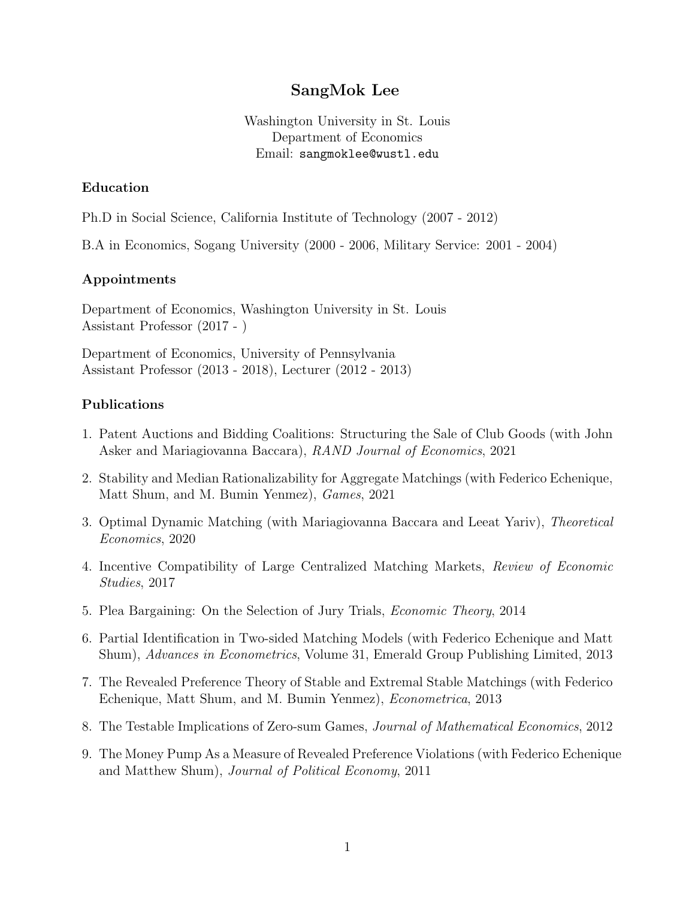# SangMok Lee

Washington University in St. Louis
Department of Economics
Email: `sangmoklee@wustl.edu`

## Education

Ph.D in Social Science, California Institute of Technology (2007 - 2012)

B.A in Economics, Sogang University (2000 - 2006, Military Service: 2001 - 2004)

## Appointments

Department of Economics, Washington University in St. Louis
Assistant Professor (2017 - )

Department of Economics, University of Pennsylvania
Assistant Professor (2013 - 2018), Lecturer (2012 - 2013)

## Publications

1. Patent Auctions and Bidding Coalitions: Structuring the Sale of Club Goods (with John Asker and Mariagiovanna Baccara), *RAND Journal of Economics*, 2021
2. Stability and Median Rationalizability for Aggregate Matchings (with Federico Echenique, Matt Shum, and M. Bumin Yenmez), *Games*, 2021
3. Optimal Dynamic Matching (with Mariagiovanna Baccara and Leeat Yariv), *Theoretical Economics*, 2020
4. Incentive Compatibility of Large Centralized Matching Markets, *Review of Economic Studies*, 2017
5. Plea Bargaining: On the Selection of Jury Trials, *Economic Theory*, 2014
6. Partial Identification in Two-sided Matching Models (with Federico Echenique and Matt Shum), *Advances in Econometrics*, Volume 31, Emerald Group Publishing Limited, 2013
7. The Revealed Preference Theory of Stable and Extremal Stable Matchings (with Federico Echenique, Matt Shum, and M. Bumin Yenmez), *Econometrica*, 2013
8. The Testable Implications of Zero-sum Games, *Journal of Mathematical Economics*, 2012
9. The Money Pump As a Measure of Revealed Preference Violations (with Federico Echenique and Matthew Shum), *Journal of Political Economy*, 2011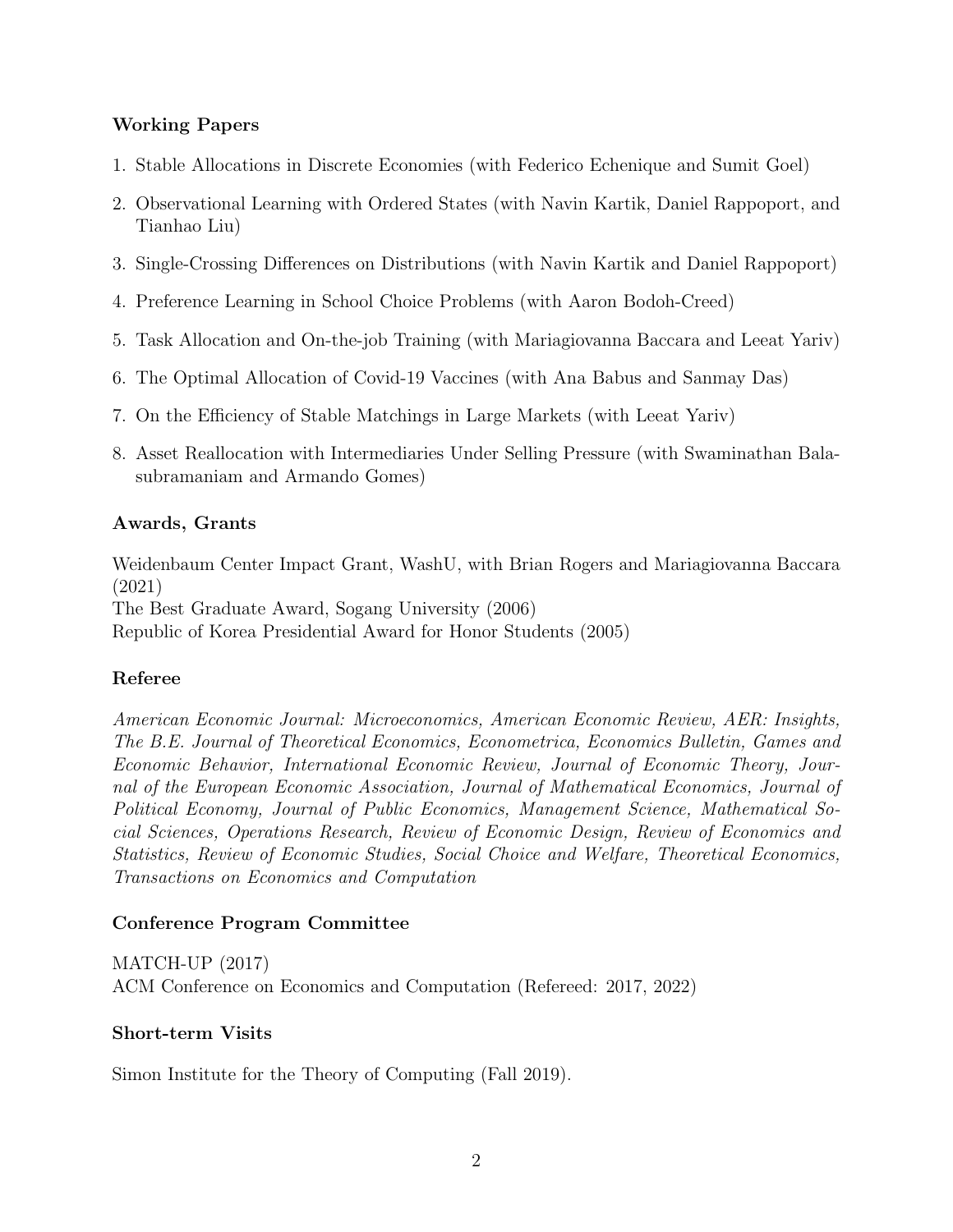### Working Papers

1. Stable Allocations in Discrete Economies (with Federico Echenique and Sumit Goel)
2. Observational Learning with Ordered States (with Navin Kartik, Daniel Rappoport, and Tianhao Liu)
3. Single-Crossing Differences on Distributions (with Navin Kartik and Daniel Rappoport)
4. Preference Learning in School Choice Problems (with Aaron Bodoh-Creed)
5. Task Allocation and On-the-job Training (with Mariagiovanna Baccara and Leeat Yariv)
6. The Optimal Allocation of Covid-19 Vaccines (with Ana Babus and Sanmay Das)
7. On the Efficiency of Stable Matchings in Large Markets (with Leeat Yariv)
8. Asset Reallocation with Intermediaries Under Selling Pressure (with Swaminathan Balasubramaniam and Armando Gomes)

### Awards, Grants

Weidenbaum Center Impact Grant, WashU, with Brian Rogers and Mariagiovanna Baccara (2021)
The Best Graduate Award, Sogang University (2006)
Republic of Korea Presidential Award for Honor Students (2005)

### Referee

*American Economic Journal: Microeconomics, American Economic Review, AER: Insights, The B.E. Journal of Theoretical Economics, Econometrica, Economics Bulletin, Games and Economic Behavior, International Economic Review, Journal of Economic Theory, Journal of the European Economic Association, Journal of Mathematical Economics, Journal of Political Economy, Journal of Public Economics, Management Science, Mathematical Social Sciences, Operations Research, Review of Economic Design, Review of Economics and Statistics, Review of Economic Studies, Social Choice and Welfare, Theoretical Economics, Transactions on Economics and Computation*

### Conference Program Committee

MATCH-UP (2017)
ACM Conference on Economics and Computation (Refereed: 2017, 2022)

### Short-term Visits

Simon Institute for the Theory of Computing (Fall 2019).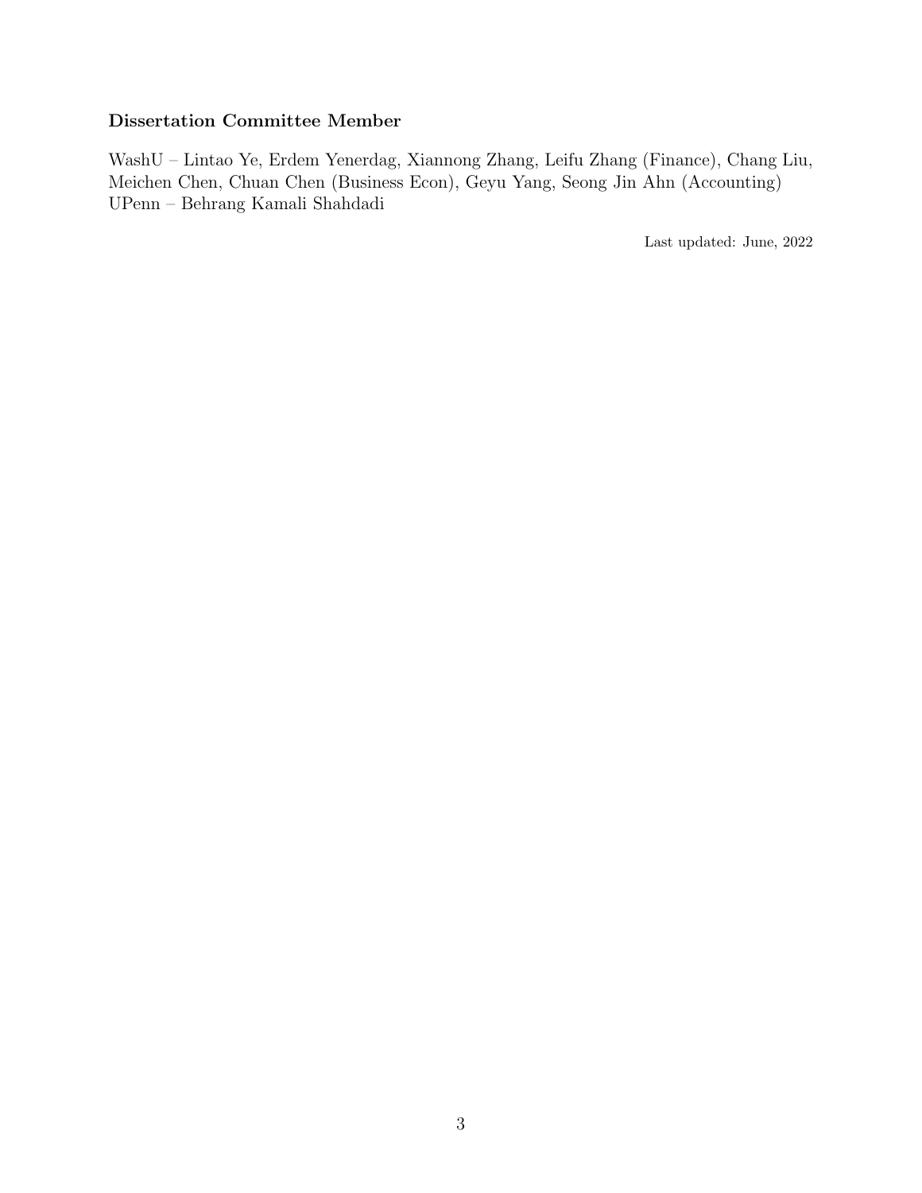### Dissertation Committee Member

WashU – Lintao Ye, Erdem Yenerdag, Xiannong Zhang, Leifu Zhang (Finance), Chang Liu, Meichen Chen, Chuan Chen (Business Econ), Geyu Yang, Seong Jin Ahn (Accounting)
UPenn – Behrang Kamali Shahdadi

Last updated: June, 2022